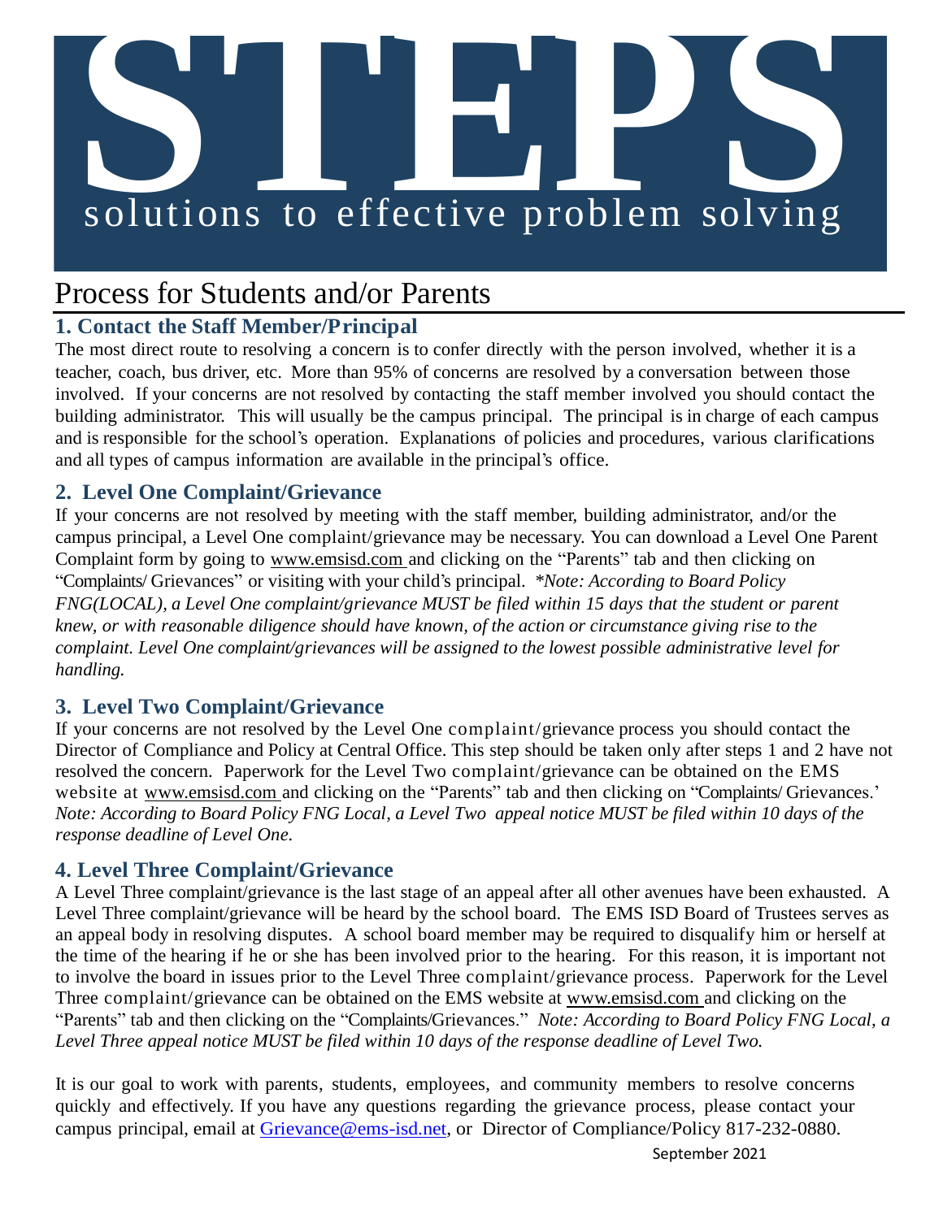# STEPS

## solutions to effective problem solving

# Process for Students and/or Parents

### 1. Contact the Staff Member/Principal

The most direct route to resolving a concern is to confer directly with the person involved, whether it is a teacher, coach, bus driver, etc. More than 95% of concerns are resolved by a conversation between those involved. If your concerns are not resolved by contacting the staff member involved you should contact the building administrator. This will usually be the campus principal. The principal is in charge of each campus and is responsible for the school's operation. Explanations of policies and procedures, various clarifications and all types of campus information are available in the principal's office.

### 2. Level One Complaint/Grievance

If your concerns are not resolved by meeting with the staff member, building administrator, and/or the campus principal, a Level One complaint/grievance may be necessary. You can download a Level One Parent Complaint form by going to www.emsisd.com and clicking on the "Parents" tab and then clicking on "Complaints/ Grievances" or visiting with your child's principal. *\*Note: According to Board Policy FNG(LOCAL), a Level One complaint/grievance MUST be filed within 15 days that the student or parent knew, or with reasonable diligence should have known, of the action or circumstance giving rise to the complaint. Level One complaint/grievances will be assigned to the lowest possible administrative level for handling.*

### 3. Level Two Complaint/Grievance

If your concerns are not resolved by the Level One complaint/grievance process you should contact the Director of Compliance and Policy at Central Office. This step should be taken only after steps 1 and 2 have not resolved the concern. Paperwork for the Level Two complaint/grievance can be obtained on the EMS website at www.emsisd.com and clicking on the "Parents" tab and then clicking on "Complaints/ Grievances.' *Note: According to Board Policy FNG Local, a Level Two appeal notice MUST be filed within 10 days of the response deadline of Level One.*

### 4. Level Three Complaint/Grievance

A Level Three complaint/grievance is the last stage of an appeal after all other avenues have been exhausted. A Level Three complaint/grievance will be heard by the school board. The EMS ISD Board of Trustees serves as an appeal body in resolving disputes. A school board member may be required to disqualify him or herself at the time of the hearing if he or she has been involved prior to the hearing. For this reason, it is important not to involve the board in issues prior to the Level Three complaint/grievance process. Paperwork for the Level Three complaint/grievance can be obtained on the EMS website at www.emsisd.com and clicking on the "Parents" tab and then clicking on the "Complaints/Grievances." *Note: According to Board Policy FNG Local, a Level Three appeal notice MUST be filed within 10 days of the response deadline of Level Two.*

It is our goal to work with parents, students, employees, and community members to resolve concerns quickly and effectively. If you have any questions regarding the grievance process, please contact your campus principal, email at Grievance@ems-isd.net, or Director of Compliance/Policy 817-232-0880.

September 2021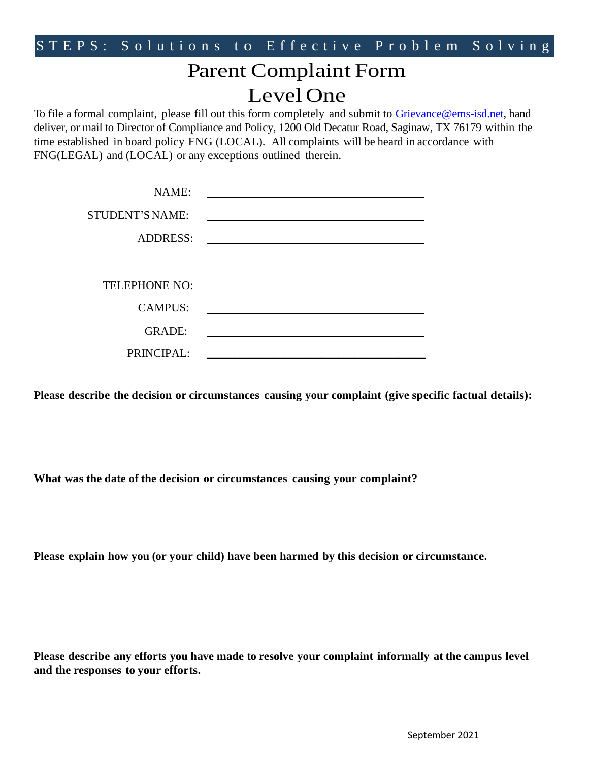STEPS: Solutions to Effective Problem Solving

# Parent Complaint Form

## Level One

To file a formal complaint, please fill out this form completely and submit to Grievance@ems-isd.net, hand deliver, or mail to Director of Compliance and Policy, 1200 Old Decatur Road, Saginaw, TX 76179 within the time established in board policy FNG (LOCAL). All complaints will be heard in accordance with FNG(LEGAL) and (LOCAL) or any exceptions outlined therein.

NAME: ______________________________

STUDENT'S NAME: ______________________________

ADDRESS: ______________________________

______________________________

TELEPHONE NO: ______________________________

CAMPUS: ______________________________

GRADE: ______________________________

PRINCIPAL: ______________________________

**Please describe the decision or circumstances causing your complaint (give specific factual details):**

**What was the date of the decision or circumstances causing your complaint?**

**Please explain how you (or your child) have been harmed by this decision or circumstance.**

**Please describe any efforts you have made to resolve your complaint informally at the campus level and the responses to your efforts.**

September 2021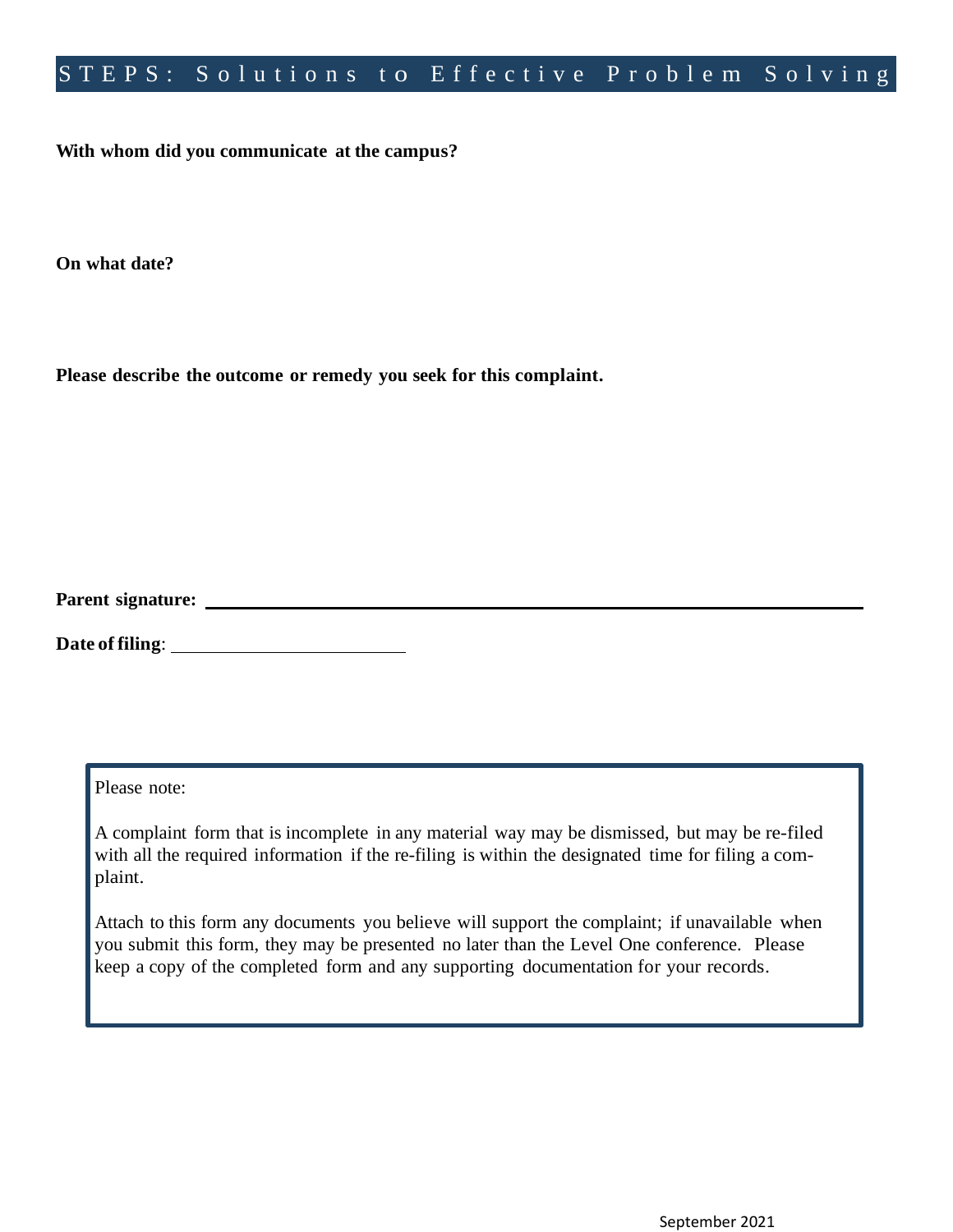# STEPS: Solutions to Effective Problem Solving

**With whom did you communicate at the campus?**

**On what date?**

**Please describe the outcome or remedy you seek for this complaint.**

**Parent signature:** ______________________________________________

**Date of filing**: ________________________

Please note:

A complaint form that is incomplete in any material way may be dismissed, but may be re-filed with all the required information if the re-filing is within the designated time for filing a complaint.

Attach to this form any documents you believe will support the complaint; if unavailable when you submit this form, they may be presented no later than the Level One conference. Please keep a copy of the completed form and any supporting documentation for your records.

September 2021